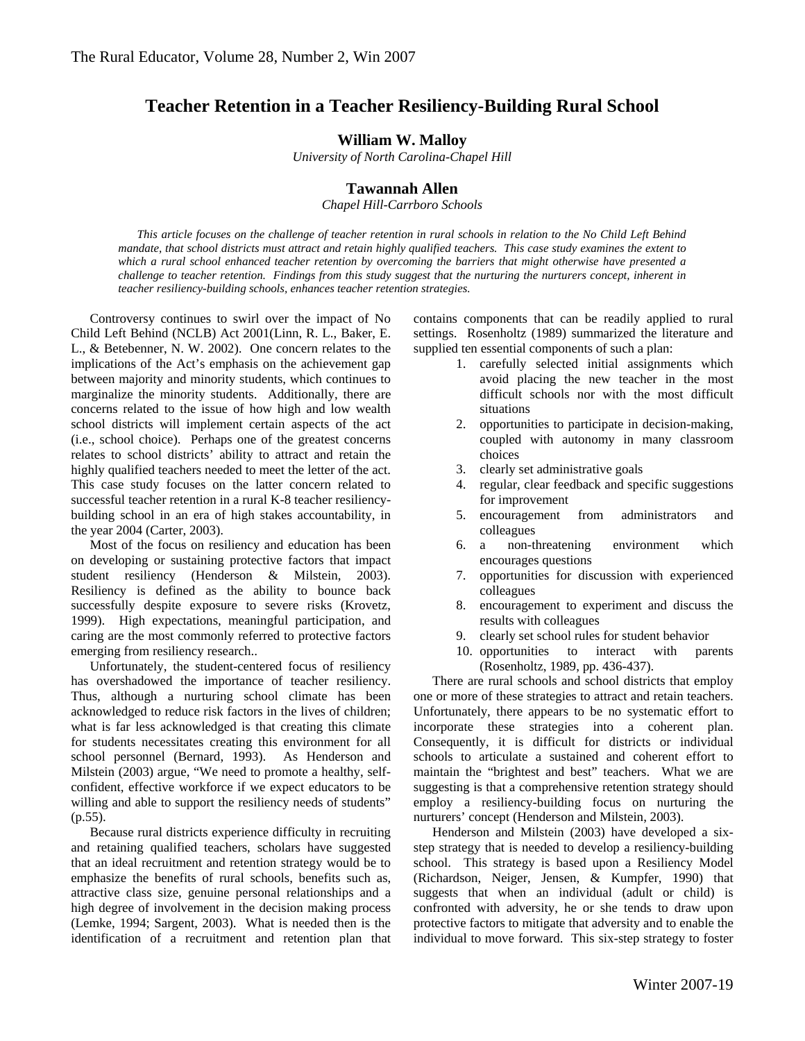# Teacher Retention in a Teacher Resiliency-Building Rural School

**William W. Malloy**
*University of North Carolina-Chapel Hill*

**Tawannah Allen**
*Chapel Hill-Carrboro Schools*

*This article focuses on the challenge of teacher retention in rural schools in relation to the No Child Left Behind mandate, that school districts must attract and retain highly qualified teachers. This case study examines the extent to which a rural school enhanced teacher retention by overcoming the barriers that might otherwise have presented a challenge to teacher retention. Findings from this study suggest that the nurturing the nurturers concept, inherent in teacher resiliency-building schools, enhances teacher retention strategies.*

Controversy continues to swirl over the impact of No Child Left Behind (NCLB) Act 2001(Linn, R. L., Baker, E. L., & Betebenner, N. W. 2002). One concern relates to the implications of the Act's emphasis on the achievement gap between majority and minority students, which continues to marginalize the minority students. Additionally, there are concerns related to the issue of how high and low wealth school districts will implement certain aspects of the act (i.e., school choice). Perhaps one of the greatest concerns relates to school districts' ability to attract and retain the highly qualified teachers needed to meet the letter of the act. This case study focuses on the latter concern related to successful teacher retention in a rural K-8 teacher resiliency-building school in an era of high stakes accountability, in the year 2004 (Carter, 2003).

Most of the focus on resiliency and education has been on developing or sustaining protective factors that impact student resiliency (Henderson & Milstein, 2003). Resiliency is defined as the ability to bounce back successfully despite exposure to severe risks (Krovetz, 1999). High expectations, meaningful participation, and caring are the most commonly referred to protective factors emerging from resiliency research..

Unfortunately, the student-centered focus of resiliency has overshadowed the importance of teacher resiliency. Thus, although a nurturing school climate has been acknowledged to reduce risk factors in the lives of children; what is far less acknowledged is that creating this climate for students necessitates creating this environment for all school personnel (Bernard, 1993). As Henderson and Milstein (2003) argue, "We need to promote a healthy, self-confident, effective workforce if we expect educators to be willing and able to support the resiliency needs of students" (p.55).

Because rural districts experience difficulty in recruiting and retaining qualified teachers, scholars have suggested that an ideal recruitment and retention strategy would be to emphasize the benefits of rural schools, benefits such as, attractive class size, genuine personal relationships and a high degree of involvement in the decision making process (Lemke, 1994; Sargent, 2003). What is needed then is the identification of a recruitment and retention plan that contains components that can be readily applied to rural settings. Rosenholtz (1989) summarized the literature and supplied ten essential components of such a plan:

1. carefully selected initial assignments which avoid placing the new teacher in the most difficult schools nor with the most difficult situations
2. opportunities to participate in decision-making, coupled with autonomy in many classroom choices
3. clearly set administrative goals
4. regular, clear feedback and specific suggestions for improvement
5. encouragement from administrators and colleagues
6. a non-threatening environment which encourages questions
7. opportunities for discussion with experienced colleagues
8. encouragement to experiment and discuss the results with colleagues
9. clearly set school rules for student behavior
10. opportunities to interact with parents (Rosenholtz, 1989, pp. 436-437).

There are rural schools and school districts that employ one or more of these strategies to attract and retain teachers. Unfortunately, there appears to be no systematic effort to incorporate these strategies into a coherent plan. Consequently, it is difficult for districts or individual schools to articulate a sustained and coherent effort to maintain the "brightest and best" teachers. What we are suggesting is that a comprehensive retention strategy should employ a resiliency-building focus on nurturing the nurturers' concept (Henderson and Milstein, 2003).

Henderson and Milstein (2003) have developed a six-step strategy that is needed to develop a resiliency-building school. This strategy is based upon a Resiliency Model (Richardson, Neiger, Jensen, & Kumpfer, 1990) that suggests that when an individual (adult or child) is confronted with adversity, he or she tends to draw upon protective factors to mitigate that adversity and to enable the individual to move forward. This six-step strategy to foster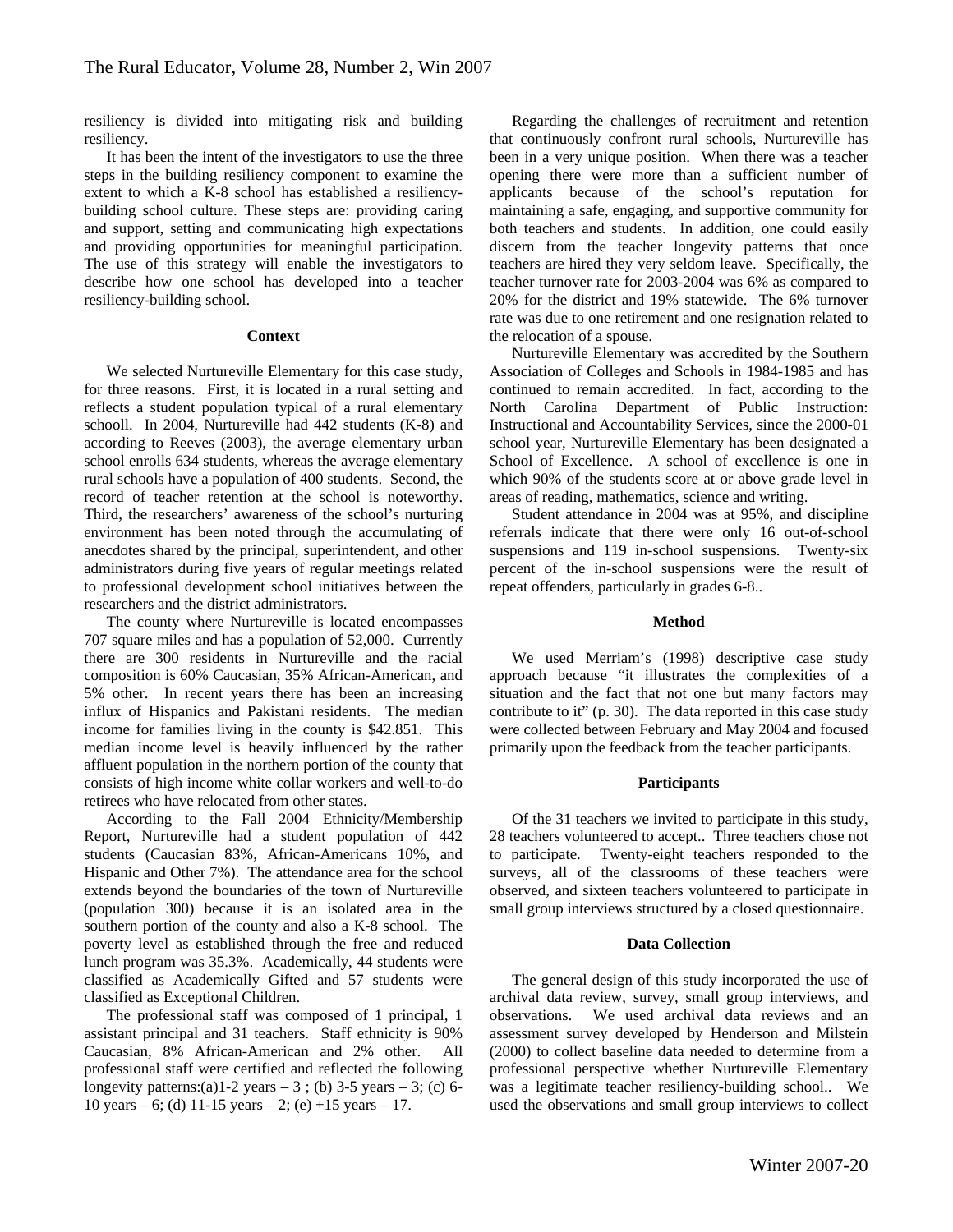resiliency is divided into mitigating risk and building resiliency.

It has been the intent of the investigators to use the three steps in the building resiliency component to examine the extent to which a K-8 school has established a resiliency-building school culture. These steps are: providing caring and support, setting and communicating high expectations and providing opportunities for meaningful participation. The use of this strategy will enable the investigators to describe how one school has developed into a teacher resiliency-building school.

## Context

We selected Nurtureville Elementary for this case study, for three reasons. First, it is located in a rural setting and reflects a student population typical of a rural elementary schooll. In 2004, Nurtureville had 442 students (K-8) and according to Reeves (2003), the average elementary urban school enrolls 634 students, whereas the average elementary rural schools have a population of 400 students. Second, the record of teacher retention at the school is noteworthy. Third, the researchers' awareness of the school's nurturing environment has been noted through the accumulating of anecdotes shared by the principal, superintendent, and other administrators during five years of regular meetings related to professional development school initiatives between the researchers and the district administrators.

The county where Nurtureville is located encompasses 707 square miles and has a population of 52,000. Currently there are 300 residents in Nurtureville and the racial composition is 60% Caucasian, 35% African-American, and 5% other. In recent years there has been an increasing influx of Hispanics and Pakistani residents. The median income for families living in the county is $42.851. This median income level is heavily influenced by the rather affluent population in the northern portion of the county that consists of high income white collar workers and well-to-do retirees who have relocated from other states.

According to the Fall 2004 Ethnicity/Membership Report, Nurtureville had a student population of 442 students (Caucasian 83%, African-Americans 10%, and Hispanic and Other 7%). The attendance area for the school extends beyond the boundaries of the town of Nurtureville (population 300) because it is an isolated area in the southern portion of the county and also a K-8 school. The poverty level as established through the free and reduced lunch program was 35.3%. Academically, 44 students were classified as Academically Gifted and 57 students were classified as Exceptional Children.

The professional staff was composed of 1 principal, 1 assistant principal and 31 teachers. Staff ethnicity is 90% Caucasian, 8% African-American and 2% other. All professional staff were certified and reflected the following longevity patterns:(a)1-2 years – 3 ; (b) 3-5 years – 3; (c) 6-10 years – 6; (d) 11-15 years – 2; (e) +15 years – 17.

Regarding the challenges of recruitment and retention that continuously confront rural schools, Nurtureville has been in a very unique position. When there was a teacher opening there were more than a sufficient number of applicants because of the school's reputation for maintaining a safe, engaging, and supportive community for both teachers and students. In addition, one could easily discern from the teacher longevity patterns that once teachers are hired they very seldom leave. Specifically, the teacher turnover rate for 2003-2004 was 6% as compared to 20% for the district and 19% statewide. The 6% turnover rate was due to one retirement and one resignation related to the relocation of a spouse.

Nurtureville Elementary was accredited by the Southern Association of Colleges and Schools in 1984-1985 and has continued to remain accredited. In fact, according to the North Carolina Department of Public Instruction: Instructional and Accountability Services, since the 2000-01 school year, Nurtureville Elementary has been designated a School of Excellence. A school of excellence is one in which 90% of the students score at or above grade level in areas of reading, mathematics, science and writing.

Student attendance in 2004 was at 95%, and discipline referrals indicate that there were only 16 out-of-school suspensions and 119 in-school suspensions. Twenty-six percent of the in-school suspensions were the result of repeat offenders, particularly in grades 6-8..

## Method

We used Merriam's (1998) descriptive case study approach because "it illustrates the complexities of a situation and the fact that not one but many factors may contribute to it" (p. 30). The data reported in this case study were collected between February and May 2004 and focused primarily upon the feedback from the teacher participants.

## Participants

Of the 31 teachers we invited to participate in this study, 28 teachers volunteered to accept.. Three teachers chose not to participate. Twenty-eight teachers responded to the surveys, all of the classrooms of these teachers were observed, and sixteen teachers volunteered to participate in small group interviews structured by a closed questionnaire.

## Data Collection

The general design of this study incorporated the use of archival data review, survey, small group interviews, and observations. We used archival data reviews and an assessment survey developed by Henderson and Milstein (2000) to collect baseline data needed to determine from a professional perspective whether Nurtureville Elementary was a legitimate teacher resiliency-building school.. We used the observations and small group interviews to collect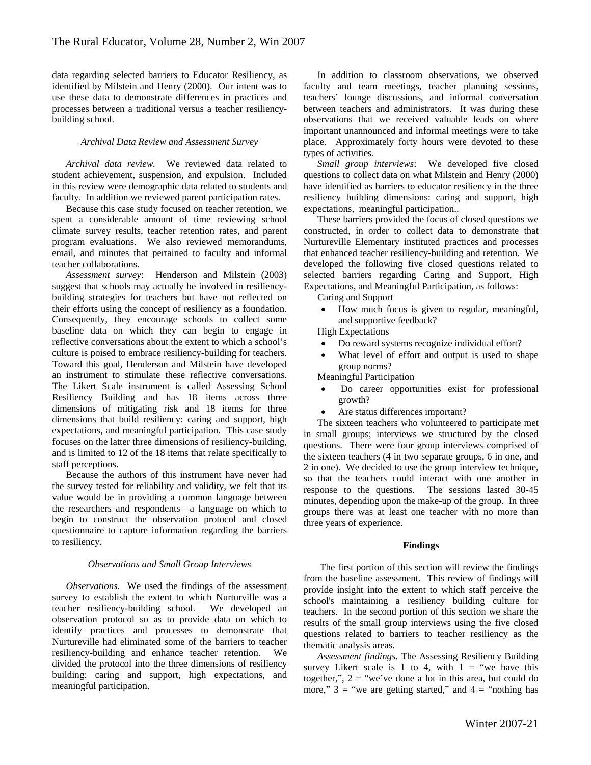data regarding selected barriers to Educator Resiliency, as identified by Milstein and Henry (2000). Our intent was to use these data to demonstrate differences in practices and processes between a traditional versus a teacher resiliency-building school.

### *Archival Data Review and Assessment Survey*

*Archival data review.* We reviewed data related to student achievement, suspension, and expulsion. Included in this review were demographic data related to students and faculty. In addition we reviewed parent participation rates.

Because this case study focused on teacher retention, we spent a considerable amount of time reviewing school climate survey results, teacher retention rates, and parent program evaluations. We also reviewed memorandums, email, and minutes that pertained to faculty and informal teacher collaborations.

*Assessment survey*: Henderson and Milstein (2003) suggest that schools may actually be involved in resiliency-building strategies for teachers but have not reflected on their efforts using the concept of resiliency as a foundation. Consequently, they encourage schools to collect some baseline data on which they can begin to engage in reflective conversations about the extent to which a school's culture is poised to embrace resiliency-building for teachers. Toward this goal, Henderson and Milstein have developed an instrument to stimulate these reflective conversations. The Likert Scale instrument is called Assessing School Resiliency Building and has 18 items across three dimensions of mitigating risk and 18 items for three dimensions that build resiliency: caring and support, high expectations, and meaningful participation. This case study focuses on the latter three dimensions of resiliency-building, and is limited to 12 of the 18 items that relate specifically to staff perceptions.

Because the authors of this instrument have never had the survey tested for reliability and validity, we felt that its value would be in providing a common language between the researchers and respondents—a language on which to begin to construct the observation protocol and closed questionnaire to capture information regarding the barriers to resiliency.

### *Observations and Small Group Interviews*

*Observations.* We used the findings of the assessment survey to establish the extent to which Nurturville was a teacher resiliency-building school. We developed an observation protocol so as to provide data on which to identify practices and processes to demonstrate that Nurtureville had eliminated some of the barriers to teacher resiliency-building and enhance teacher retention. We divided the protocol into the three dimensions of resiliency building: caring and support, high expectations, and meaningful participation.

In addition to classroom observations, we observed faculty and team meetings, teacher planning sessions, teachers' lounge discussions, and informal conversation between teachers and administrators. It was during these observations that we received valuable leads on where important unannounced and informal meetings were to take place. Approximately forty hours were devoted to these types of activities.

*Small group interviews*: We developed five closed questions to collect data on what Milstein and Henry (2000) have identified as barriers to educator resiliency in the three resiliency building dimensions: caring and support, high expectations, meaningful participation..

These barriers provided the focus of closed questions we constructed, in order to collect data to demonstrate that Nurtureville Elementary instituted practices and processes that enhanced teacher resiliency-building and retention. We developed the following five closed questions related to selected barriers regarding Caring and Support, High Expectations, and Meaningful Participation, as follows:

Caring and Support

- How much focus is given to regular, meaningful, and supportive feedback?

High Expectations

- Do reward systems recognize individual effort?
- What level of effort and output is used to shape group norms?

Meaningful Participation

- Do career opportunities exist for professional growth?
- Are status differences important?

The sixteen teachers who volunteered to participate met in small groups; interviews we structured by the closed questions. There were four group interviews comprised of the sixteen teachers (4 in two separate groups, 6 in one, and 2 in one). We decided to use the group interview technique, so that the teachers could interact with one another in response to the questions. The sessions lasted 30-45 minutes, depending upon the make-up of the group. In three groups there was at least one teacher with no more than three years of experience.

## Findings

The first portion of this section will review the findings from the baseline assessment. This review of findings will provide insight into the extent to which staff perceive the school's maintaining a resiliency building culture for teachers. In the second portion of this section we share the results of the small group interviews using the five closed questions related to barriers to teacher resiliency as the thematic analysis areas.

*Assessment findings.* The Assessing Resiliency Building survey Likert scale is 1 to 4, with 1 = "we have this together,", 2 = "we've done a lot in this area, but could do more," 3 = "we are getting started," and 4 = "nothing has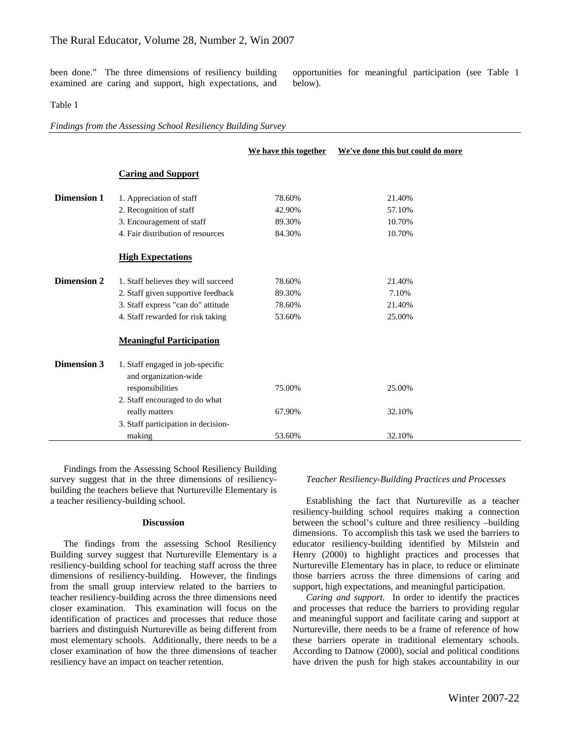been done." The three dimensions of resiliency building examined are caring and support, high expectations, and opportunities for meaningful participation (see Table 1 below).

Table 1

*Findings from the Assessing School Resiliency Building Survey*

| | | We have this together | We've done this but could do more |
|---|---|---|---|
| | **Caring and Support** | | |
| **Dimension 1** | 1. Appreciation of staff | 78.60% | 21.40% |
| | 2. Recognition of staff | 42.90% | 57.10% |
| | 3. Encouragement of staff | 89.30% | 10.70% |
| | 4. Fair distribution of resources | 84.30% | 10.70% |
| | **High Expectations** | | |
| **Dimension 2** | 1. Staff believes they will succeed | 78.60% | 21.40% |
| | 2. Staff given supportive feedback | 89.30% | 7.10% |
| | 3. Staff express "can do" attitude | 78.60% | 21.40% |
| | 4. Staff rewarded for risk taking | 53.60% | 25.00% |
| | **Meaningful Participation** | | |
| **Dimension 3** | 1. Staff engaged in job-specific and organization-wide responsibilities | 75.00% | 25.00% |
| | 2. Staff encouraged to do what really matters | 67.90% | 32.10% |
| | 3. Staff participation in decision-making | 53.60% | 32.10% |

Findings from the Assessing School Resiliency Building survey suggest that in the three dimensions of resiliency-building the teachers believe that Nurtureville Elementary is a teacher resiliency-building school.

## Discussion

The findings from the assessing School Resiliency Building survey suggest that Nurtureville Elementary is a resiliency-building school for teaching staff across the three dimensions of resiliency-building. However, the findings from the small group interview related to the barriers to teacher resiliency-building across the three dimensions need closer examination. This examination will focus on the identification of practices and processes that reduce those barriers and distinguish Nurtureville as being different from most elementary schools. Additionally, there needs to be a closer examination of how the three dimensions of teacher resiliency have an impact on teacher retention.

### *Teacher Resiliency-Building Practices and Processes*

Establishing the fact that Nurtureville as a teacher resiliency-building school requires making a connection between the school's culture and three resiliency –building dimensions. To accomplish this task we used the barriers to educator resiliency-building identified by Milstein and Henry (2000) to highlight practices and processes that Nurtureville Elementary has in place, to reduce or eliminate those barriers across the three dimensions of caring and support, high expectations, and meaningful participation.

*Caring and support*. In order to identify the practices and processes that reduce the barriers to providing regular and meaningful support and facilitate caring and support at Nurtureville, there needs to be a frame of reference of how these barriers operate in traditional elementary schools. According to Datnow (2000), social and political conditions have driven the push for high stakes accountability in our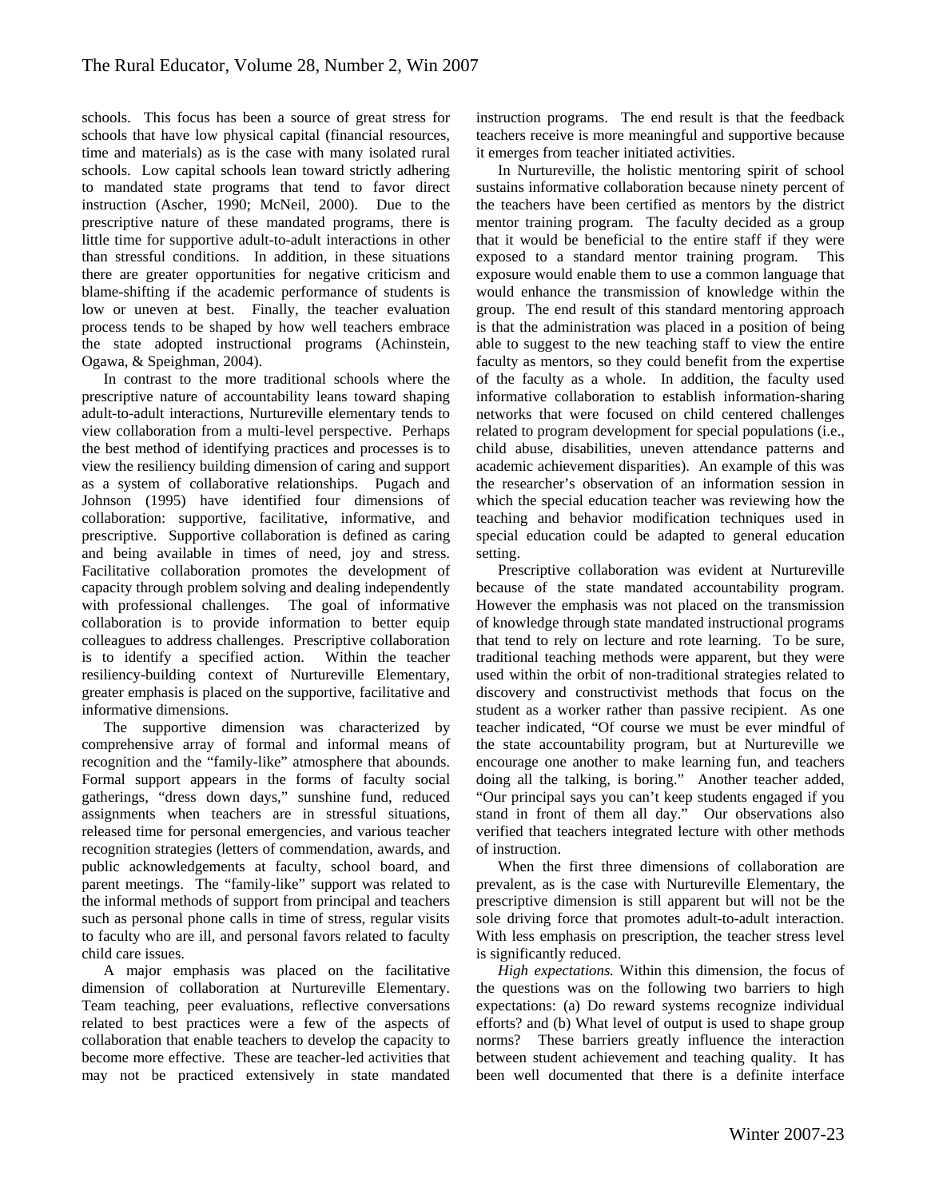schools. This focus has been a source of great stress for schools that have low physical capital (financial resources, time and materials) as is the case with many isolated rural schools. Low capital schools lean toward strictly adhering to mandated state programs that tend to favor direct instruction (Ascher, 1990; McNeil, 2000). Due to the prescriptive nature of these mandated programs, there is little time for supportive adult-to-adult interactions in other than stressful conditions. In addition, in these situations there are greater opportunities for negative criticism and blame-shifting if the academic performance of students is low or uneven at best. Finally, the teacher evaluation process tends to be shaped by how well teachers embrace the state adopted instructional programs (Achinstein, Ogawa, & Speighman, 2004).

In contrast to the more traditional schools where the prescriptive nature of accountability leans toward shaping adult-to-adult interactions, Nurtureville elementary tends to view collaboration from a multi-level perspective. Perhaps the best method of identifying practices and processes is to view the resiliency building dimension of caring and support as a system of collaborative relationships. Pugach and Johnson (1995) have identified four dimensions of collaboration: supportive, facilitative, informative, and prescriptive. Supportive collaboration is defined as caring and being available in times of need, joy and stress. Facilitative collaboration promotes the development of capacity through problem solving and dealing independently with professional challenges. The goal of informative collaboration is to provide information to better equip colleagues to address challenges. Prescriptive collaboration is to identify a specified action. Within the teacher resiliency-building context of Nurtureville Elementary, greater emphasis is placed on the supportive, facilitative and informative dimensions.

The supportive dimension was characterized by comprehensive array of formal and informal means of recognition and the "family-like" atmosphere that abounds. Formal support appears in the forms of faculty social gatherings, "dress down days," sunshine fund, reduced assignments when teachers are in stressful situations, released time for personal emergencies, and various teacher recognition strategies (letters of commendation, awards, and public acknowledgements at faculty, school board, and parent meetings. The "family-like" support was related to the informal methods of support from principal and teachers such as personal phone calls in time of stress, regular visits to faculty who are ill, and personal favors related to faculty child care issues.

A major emphasis was placed on the facilitative dimension of collaboration at Nurtureville Elementary. Team teaching, peer evaluations, reflective conversations related to best practices were a few of the aspects of collaboration that enable teachers to develop the capacity to become more effective. These are teacher-led activities that may not be practiced extensively in state mandated instruction programs. The end result is that the feedback teachers receive is more meaningful and supportive because it emerges from teacher initiated activities.

In Nurtureville, the holistic mentoring spirit of school sustains informative collaboration because ninety percent of the teachers have been certified as mentors by the district mentor training program. The faculty decided as a group that it would be beneficial to the entire staff if they were exposed to a standard mentor training program. This exposure would enable them to use a common language that would enhance the transmission of knowledge within the group. The end result of this standard mentoring approach is that the administration was placed in a position of being able to suggest to the new teaching staff to view the entire faculty as mentors, so they could benefit from the expertise of the faculty as a whole. In addition, the faculty used informative collaboration to establish information-sharing networks that were focused on child centered challenges related to program development for special populations (i.e., child abuse, disabilities, uneven attendance patterns and academic achievement disparities). An example of this was the researcher's observation of an information session in which the special education teacher was reviewing how the teaching and behavior modification techniques used in special education could be adapted to general education setting.

Prescriptive collaboration was evident at Nurtureville because of the state mandated accountability program. However the emphasis was not placed on the transmission of knowledge through state mandated instructional programs that tend to rely on lecture and rote learning. To be sure, traditional teaching methods were apparent, but they were used within the orbit of non-traditional strategies related to discovery and constructivist methods that focus on the student as a worker rather than passive recipient. As one teacher indicated, "Of course we must be ever mindful of the state accountability program, but at Nurtureville we encourage one another to make learning fun, and teachers doing all the talking, is boring." Another teacher added, "Our principal says you can't keep students engaged if you stand in front of them all day." Our observations also verified that teachers integrated lecture with other methods of instruction.

When the first three dimensions of collaboration are prevalent, as is the case with Nurtureville Elementary, the prescriptive dimension is still apparent but will not be the sole driving force that promotes adult-to-adult interaction. With less emphasis on prescription, the teacher stress level is significantly reduced.

*High expectations.* Within this dimension, the focus of the questions was on the following two barriers to high expectations: (a) Do reward systems recognize individual efforts? and (b) What level of output is used to shape group norms? These barriers greatly influence the interaction between student achievement and teaching quality. It has been well documented that there is a definite interface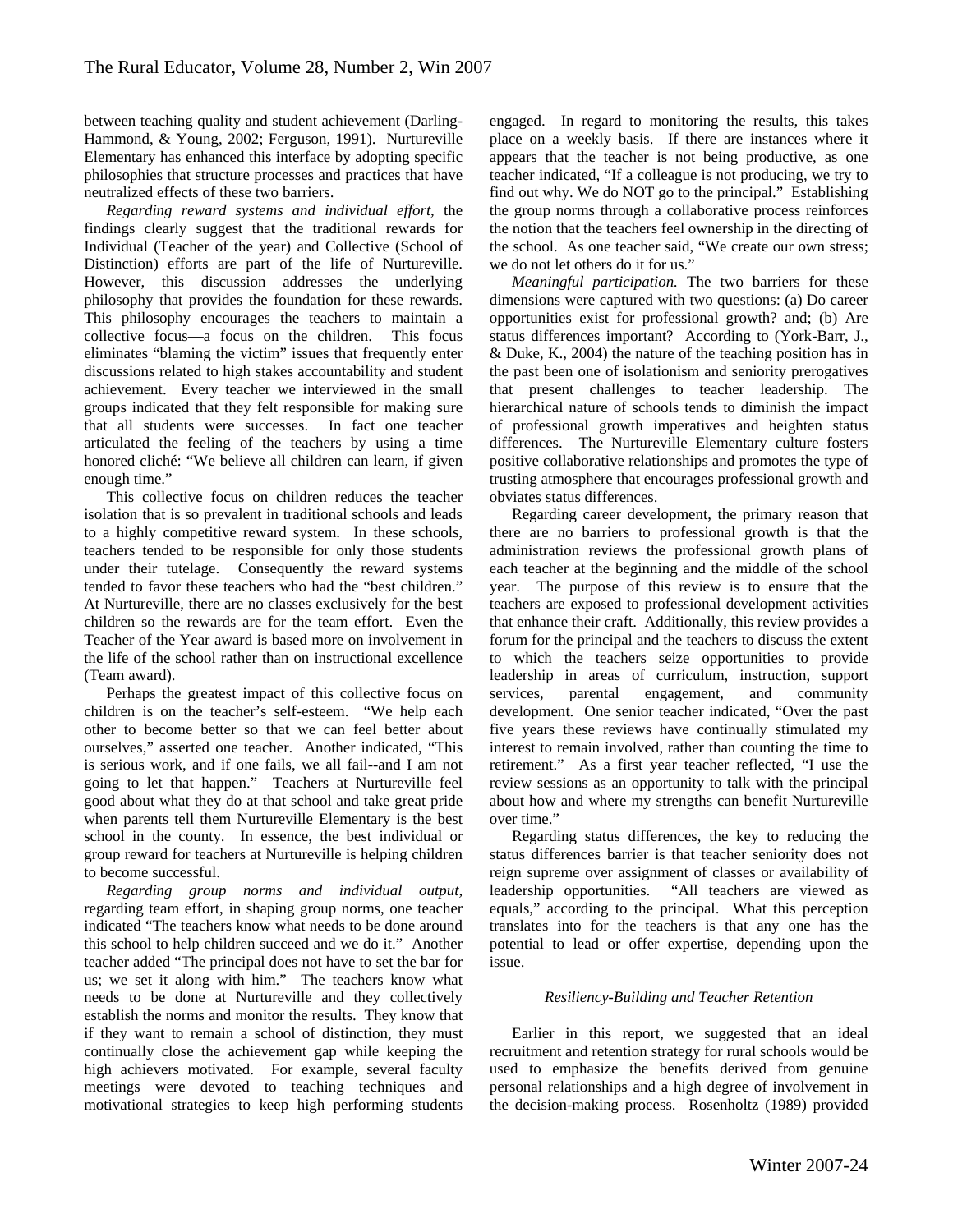between teaching quality and student achievement (Darling-Hammond, & Young, 2002; Ferguson, 1991). Nurtureville Elementary has enhanced this interface by adopting specific philosophies that structure processes and practices that have neutralized effects of these two barriers.

*Regarding reward systems and individual effort*, the findings clearly suggest that the traditional rewards for Individual (Teacher of the year) and Collective (School of Distinction) efforts are part of the life of Nurtureville. However, this discussion addresses the underlying philosophy that provides the foundation for these rewards. This philosophy encourages the teachers to maintain a collective focus—a focus on the children. This focus eliminates "blaming the victim" issues that frequently enter discussions related to high stakes accountability and student achievement. Every teacher we interviewed in the small groups indicated that they felt responsible for making sure that all students were successes. In fact one teacher articulated the feeling of the teachers by using a time honored cliché: "We believe all children can learn, if given enough time."

This collective focus on children reduces the teacher isolation that is so prevalent in traditional schools and leads to a highly competitive reward system. In these schools, teachers tended to be responsible for only those students under their tutelage. Consequently the reward systems tended to favor these teachers who had the "best children." At Nurtureville, there are no classes exclusively for the best children so the rewards are for the team effort. Even the Teacher of the Year award is based more on involvement in the life of the school rather than on instructional excellence (Team award).

Perhaps the greatest impact of this collective focus on children is on the teacher's self-esteem. "We help each other to become better so that we can feel better about ourselves," asserted one teacher. Another indicated, "This is serious work, and if one fails, we all fail--and I am not going to let that happen." Teachers at Nurtureville feel good about what they do at that school and take great pride when parents tell them Nurtureville Elementary is the best school in the county. In essence, the best individual or group reward for teachers at Nurtureville is helping children to become successful.

*Regarding group norms and individual output*, regarding team effort, in shaping group norms, one teacher indicated "The teachers know what needs to be done around this school to help children succeed and we do it." Another teacher added "The principal does not have to set the bar for us; we set it along with him." The teachers know what needs to be done at Nurtureville and they collectively establish the norms and monitor the results. They know that if they want to remain a school of distinction, they must continually close the achievement gap while keeping the high achievers motivated. For example, several faculty meetings were devoted to teaching techniques and motivational strategies to keep high performing students engaged. In regard to monitoring the results, this takes place on a weekly basis. If there are instances where it appears that the teacher is not being productive, as one teacher indicated, "If a colleague is not producing, we try to find out why. We do NOT go to the principal." Establishing the group norms through a collaborative process reinforces the notion that the teachers feel ownership in the directing of the school. As one teacher said, "We create our own stress; we do not let others do it for us."

*Meaningful participation.* The two barriers for these dimensions were captured with two questions: (a) Do career opportunities exist for professional growth? and; (b) Are status differences important? According to (York-Barr, J., & Duke, K., 2004) the nature of the teaching position has in the past been one of isolationism and seniority prerogatives that present challenges to teacher leadership. The hierarchical nature of schools tends to diminish the impact of professional growth imperatives and heighten status differences. The Nurtureville Elementary culture fosters positive collaborative relationships and promotes the type of trusting atmosphere that encourages professional growth and obviates status differences.

Regarding career development, the primary reason that there are no barriers to professional growth is that the administration reviews the professional growth plans of each teacher at the beginning and the middle of the school year. The purpose of this review is to ensure that the teachers are exposed to professional development activities that enhance their craft. Additionally, this review provides a forum for the principal and the teachers to discuss the extent to which the teachers seize opportunities to provide leadership in areas of curriculum, instruction, support services, parental engagement, and community development. One senior teacher indicated, "Over the past five years these reviews have continually stimulated my interest to remain involved, rather than counting the time to retirement." As a first year teacher reflected, "I use the review sessions as an opportunity to talk with the principal about how and where my strengths can benefit Nurtureville over time."

Regarding status differences, the key to reducing the status differences barrier is that teacher seniority does not reign supreme over assignment of classes or availability of leadership opportunities. "All teachers are viewed as equals," according to the principal. What this perception translates into for the teachers is that any one has the potential to lead or offer expertise, depending upon the issue.

### *Resiliency-Building and Teacher Retention*

Earlier in this report, we suggested that an ideal recruitment and retention strategy for rural schools would be used to emphasize the benefits derived from genuine personal relationships and a high degree of involvement in the decision-making process. Rosenholtz (1989) provided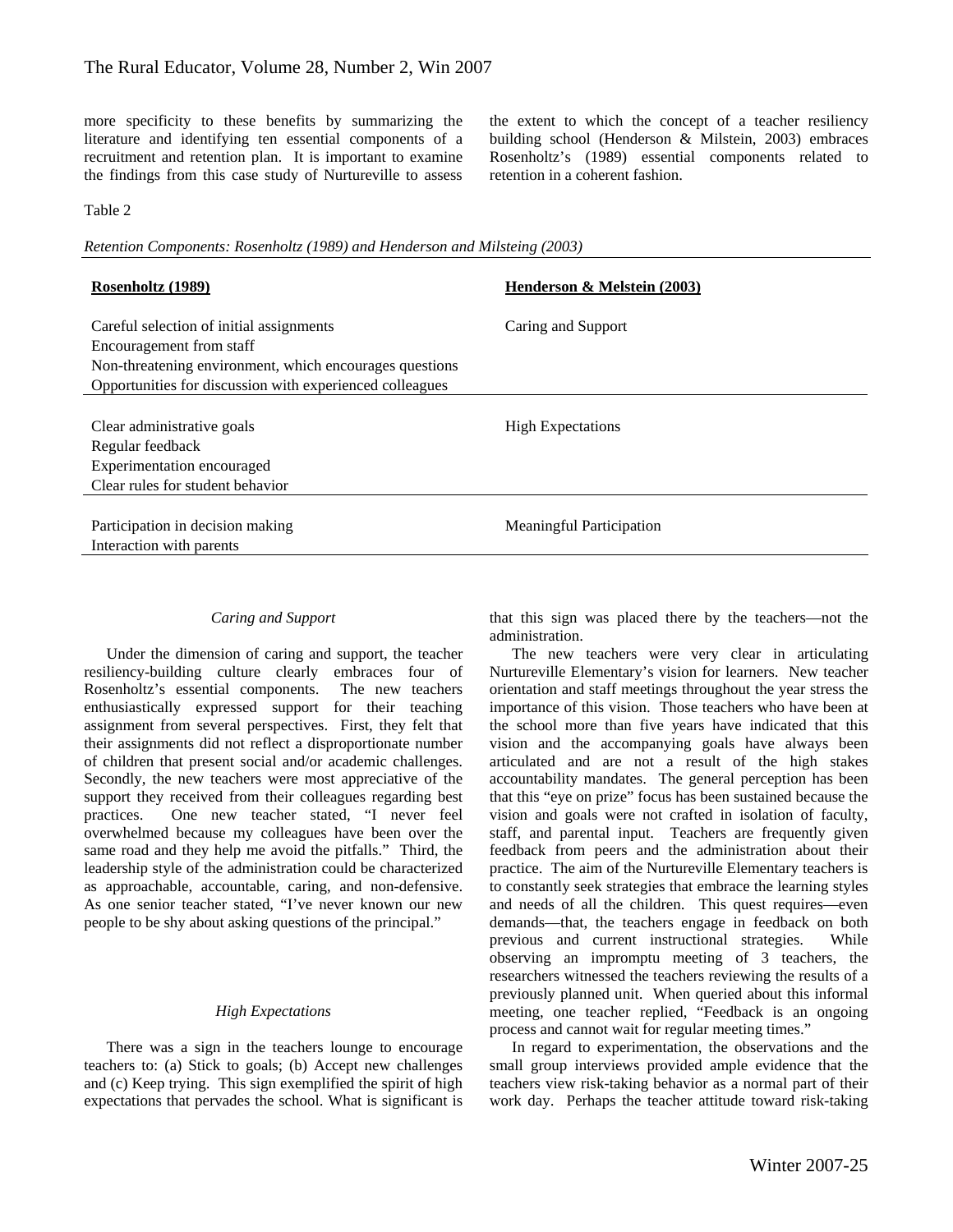more specificity to these benefits by summarizing the literature and identifying ten essential components of a recruitment and retention plan. It is important to examine the findings from this case study of Nurtureville to assess the extent to which the concept of a teacher resiliency building school (Henderson & Milstein, 2003) embraces Rosenholtz's (1989) essential components related to retention in a coherent fashion.

Table 2

*Retention Components: Rosenholtz (1989) and Henderson and Milsteing (2003)*

| Rosenholtz (1989) | Henderson & Melstein (2003) |
|---|---|
| Careful selection of initial assignments<br>Encouragement from staff<br>Non-threatening environment, which encourages questions<br>Opportunities for discussion with experienced colleagues | Caring and Support |
| Clear administrative goals<br>Regular feedback<br>Experimentation encouraged<br>Clear rules for student behavior | High Expectations |
| Participation in decision making<br>Interaction with parents | Meaningful Participation |

*Caring and Support*

Under the dimension of caring and support, the teacher resiliency-building culture clearly embraces four of Rosenholtz's essential components. The new teachers enthusiastically expressed support for their teaching assignment from several perspectives. First, they felt that their assignments did not reflect a disproportionate number of children that present social and/or academic challenges. Secondly, the new teachers were most appreciative of the support they received from their colleagues regarding best practices. One new teacher stated, "I never feel overwhelmed because my colleagues have been over the same road and they help me avoid the pitfalls." Third, the leadership style of the administration could be characterized as approachable, accountable, caring, and non-defensive. As one senior teacher stated, "I've never known our new people to be shy about asking questions of the principal."

*High Expectations*

There was a sign in the teachers lounge to encourage teachers to: (a) Stick to goals; (b) Accept new challenges and (c) Keep trying. This sign exemplified the spirit of high expectations that pervades the school. What is significant is that this sign was placed there by the teachers—not the administration.

The new teachers were very clear in articulating Nurtureville Elementary's vision for learners. New teacher orientation and staff meetings throughout the year stress the importance of this vision. Those teachers who have been at the school more than five years have indicated that this vision and the accompanying goals have always been articulated and are not a result of the high stakes accountability mandates. The general perception has been that this "eye on prize" focus has been sustained because the vision and goals were not crafted in isolation of faculty, staff, and parental input. Teachers are frequently given feedback from peers and the administration about their practice. The aim of the Nurtureville Elementary teachers is to constantly seek strategies that embrace the learning styles and needs of all the children. This quest requires—even demands—that, the teachers engage in feedback on both previous and current instructional strategies. While observing an impromptu meeting of 3 teachers, the researchers witnessed the teachers reviewing the results of a previously planned unit. When queried about this informal meeting, one teacher replied, "Feedback is an ongoing process and cannot wait for regular meeting times."

In regard to experimentation, the observations and the small group interviews provided ample evidence that the teachers view risk-taking behavior as a normal part of their work day. Perhaps the teacher attitude toward risk-taking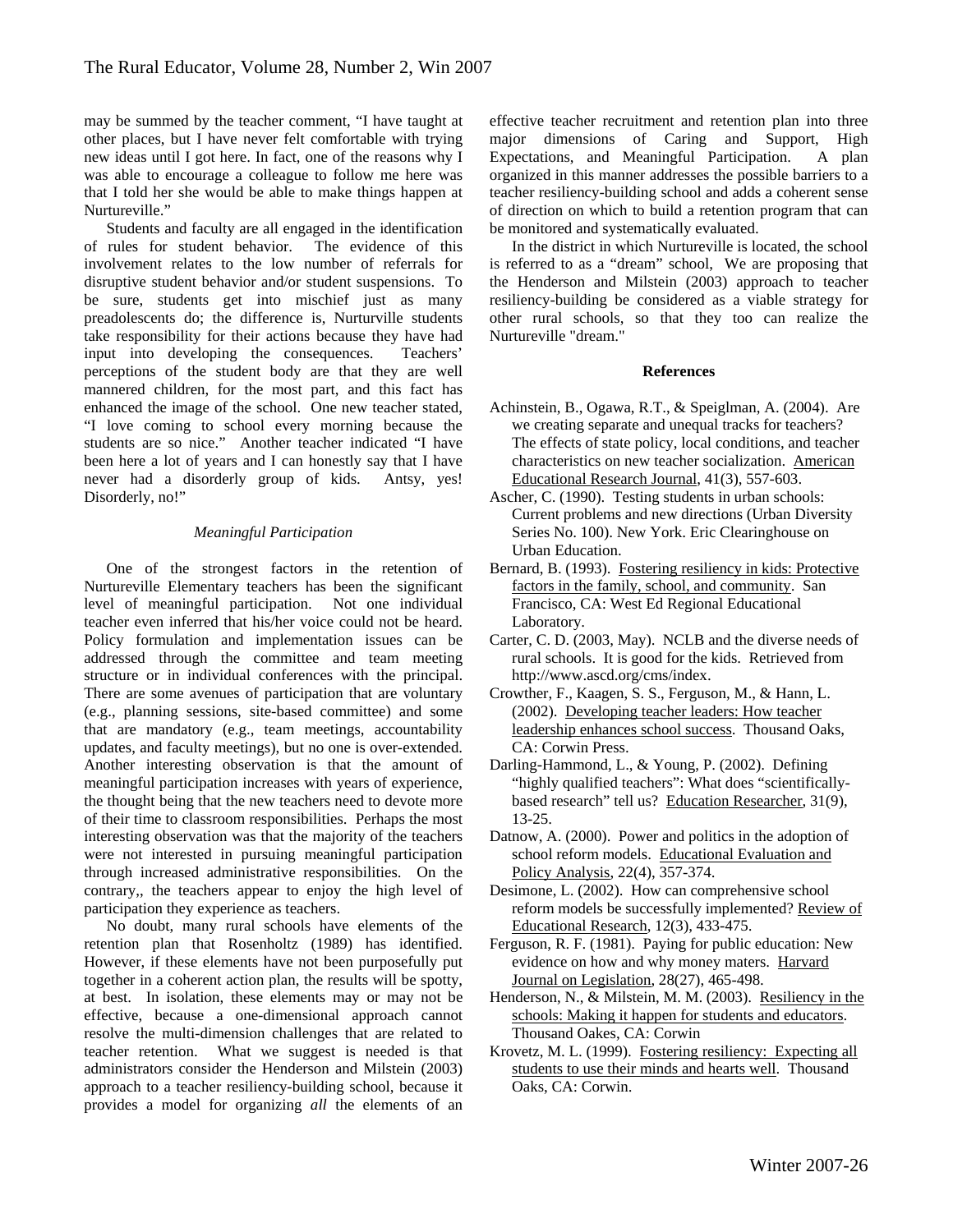may be summed by the teacher comment, "I have taught at other places, but I have never felt comfortable with trying new ideas until I got here. In fact, one of the reasons why I was able to encourage a colleague to follow me here was that I told her she would be able to make things happen at Nurtureville."

Students and faculty are all engaged in the identification of rules for student behavior. The evidence of this involvement relates to the low number of referrals for disruptive student behavior and/or student suspensions. To be sure, students get into mischief just as many preadolescents do; the difference is, Nurturville students take responsibility for their actions because they have had input into developing the consequences. Teachers' perceptions of the student body are that they are well mannered children, for the most part, and this fact has enhanced the image of the school. One new teacher stated, "I love coming to school every morning because the students are so nice." Another teacher indicated "I have been here a lot of years and I can honestly say that I have never had a disorderly group of kids. Antsy, yes! Disorderly, no!"

### *Meaningful Participation*

One of the strongest factors in the retention of Nurtureville Elementary teachers has been the significant level of meaningful participation. Not one individual teacher even inferred that his/her voice could not be heard. Policy formulation and implementation issues can be addressed through the committee and team meeting structure or in individual conferences with the principal. There are some avenues of participation that are voluntary (e.g., planning sessions, site-based committee) and some that are mandatory (e.g., team meetings, accountability updates, and faculty meetings), but no one is over-extended. Another interesting observation is that the amount of meaningful participation increases with years of experience, the thought being that the new teachers need to devote more of their time to classroom responsibilities. Perhaps the most interesting observation was that the majority of the teachers were not interested in pursuing meaningful participation through increased administrative responsibilities. On the contrary,, the teachers appear to enjoy the high level of participation they experience as teachers.

No doubt, many rural schools have elements of the retention plan that Rosenholtz (1989) has identified. However, if these elements have not been purposefully put together in a coherent action plan, the results will be spotty, at best. In isolation, these elements may or may not be effective, because a one-dimensional approach cannot resolve the multi-dimension challenges that are related to teacher retention. What we suggest is needed is that administrators consider the Henderson and Milstein (2003) approach to a teacher resiliency-building school, because it provides a model for organizing *all* the elements of an effective teacher recruitment and retention plan into three major dimensions of Caring and Support, High Expectations, and Meaningful Participation. A plan organized in this manner addresses the possible barriers to a teacher resiliency-building school and adds a coherent sense of direction on which to build a retention program that can be monitored and systematically evaluated.

In the district in which Nurtureville is located, the school is referred to as a "dream" school, We are proposing that the Henderson and Milstein (2003) approach to teacher resiliency-building be considered as a viable strategy for other rural schools, so that they too can realize the Nurtureville "dream."

## References

Achinstein, B., Ogawa, R.T., & Speiglman, A. (2004). Are we creating separate and unequal tracks for teachers? The effects of state policy, local conditions, and teacher characteristics on new teacher socialization. American Educational Research Journal, 41(3), 557-603.

Ascher, C. (1990). Testing students in urban schools: Current problems and new directions (Urban Diversity Series No. 100). New York. Eric Clearinghouse on Urban Education.

Bernard, B. (1993). Fostering resiliency in kids: Protective factors in the family, school, and community. San Francisco, CA: West Ed Regional Educational Laboratory.

Carter, C. D. (2003, May). NCLB and the diverse needs of rural schools. It is good for the kids. Retrieved from http://www.ascd.org/cms/index.

Crowther, F., Kaagen, S. S., Ferguson, M., & Hann, L. (2002). Developing teacher leaders: How teacher leadership enhances school success. Thousand Oaks, CA: Corwin Press.

Darling-Hammond, L., & Young, P. (2002). Defining "highly qualified teachers": What does "scientifically-based research" tell us? Education Researcher, 31(9), 13-25.

Datnow, A. (2000). Power and politics in the adoption of school reform models. Educational Evaluation and Policy Analysis, 22(4), 357-374.

Desimone, L. (2002). How can comprehensive school reform models be successfully implemented? Review of Educational Research, 12(3), 433-475.

Ferguson, R. F. (1981). Paying for public education: New evidence on how and why money maters. Harvard Journal on Legislation, 28(27), 465-498.

Henderson, N., & Milstein, M. M. (2003). Resiliency in the schools: Making it happen for students and educators. Thousand Oakes, CA: Corwin

Krovetz, M. L. (1999). Fostering resiliency: Expecting all students to use their minds and hearts well. Thousand Oaks, CA: Corwin.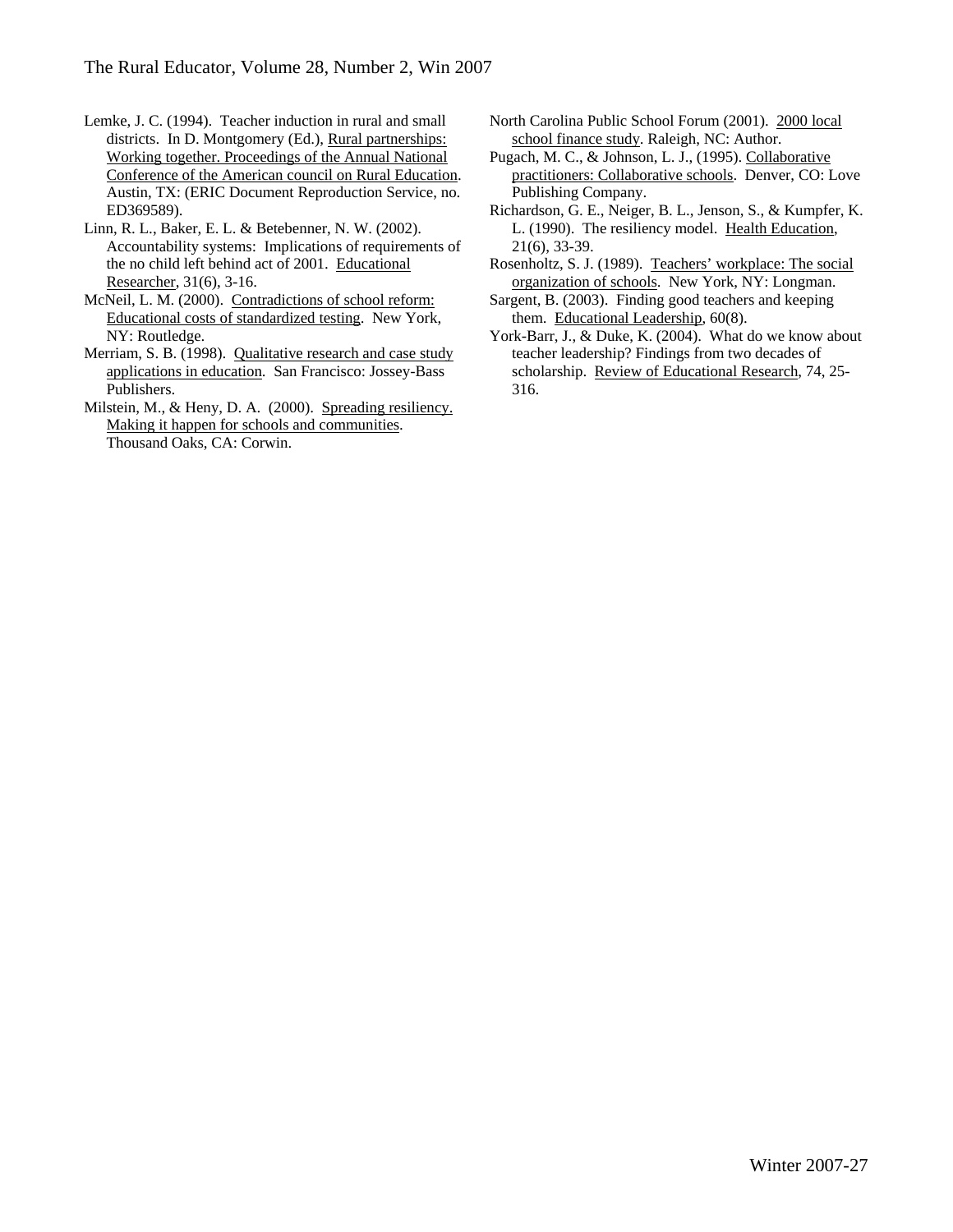Lemke, J. C. (1994). Teacher induction in rural and small districts. In D. Montgomery (Ed.), Rural partnerships: Working together. Proceedings of the Annual National Conference of the American council on Rural Education. Austin, TX: (ERIC Document Reproduction Service, no. ED369589).

Linn, R. L., Baker, E. L. & Betebenner, N. W. (2002). Accountability systems: Implications of requirements of the no child left behind act of 2001. Educational Researcher, 31(6), 3-16.

McNeil, L. M. (2000). Contradictions of school reform: Educational costs of standardized testing. New York, NY: Routledge.

Merriam, S. B. (1998). Qualitative research and case study applications in education. San Francisco: Jossey-Bass Publishers.

Milstein, M., & Heny, D. A. (2000). Spreading resiliency. Making it happen for schools and communities. Thousand Oaks, CA: Corwin.

North Carolina Public School Forum (2001). 2000 local school finance study. Raleigh, NC: Author.

Pugach, M. C., & Johnson, L. J., (1995). Collaborative practitioners: Collaborative schools. Denver, CO: Love Publishing Company.

Richardson, G. E., Neiger, B. L., Jenson, S., & Kumpfer, K. L. (1990). The resiliency model. Health Education, 21(6), 33-39.

Rosenholtz, S. J. (1989). Teachers' workplace: The social organization of schools. New York, NY: Longman.

Sargent, B. (2003). Finding good teachers and keeping them. Educational Leadership, 60(8).

York-Barr, J., & Duke, K. (2004). What do we know about teacher leadership? Findings from two decades of scholarship. Review of Educational Research, 74, 25-316.